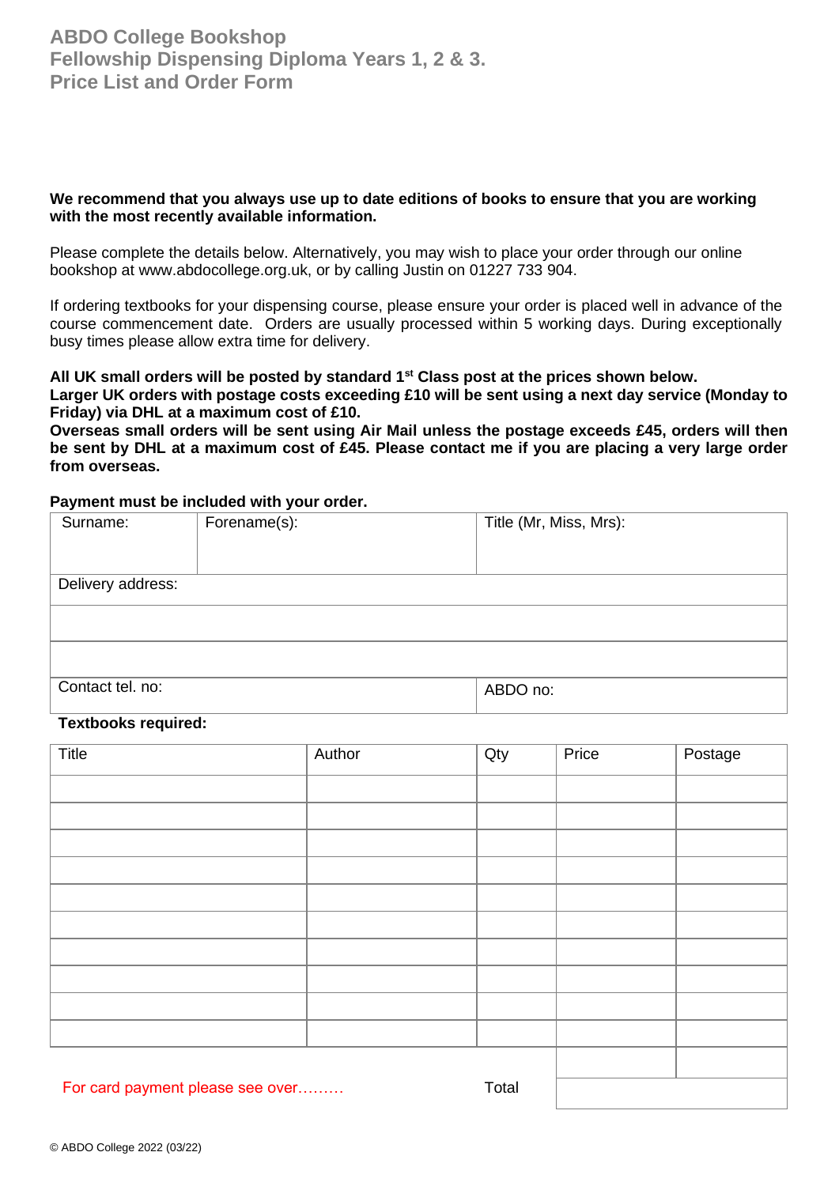# ABDO College Bookshop
# Fellowship Dispensing Diploma Years 1, 2 & 3.
# Price List and Order Form

**We recommend that you always use up to date editions of books to ensure that you are working with the most recently available information.**

Please complete the details below. Alternatively, you may wish to place your order through our online bookshop at www.abdocollege.org.uk, or by calling Justin on 01227 733 904.

If ordering textbooks for your dispensing course, please ensure your order is placed well in advance of the course commencement date. Orders are usually processed within 5 working days. During exceptionally busy times please allow extra time for delivery.

**All UK small orders will be posted by standard 1st Class post at the prices shown below.**
**Larger UK orders with postage costs exceeding £10 will be sent using a next day service (Monday to Friday) via DHL at a maximum cost of £10.**
**Overseas small orders will be sent using Air Mail unless the postage exceeds £45, orders will then be sent by DHL at a maximum cost of £45. Please contact me if you are placing a very large order from overseas.**

**Payment must be included with your order.**

| Surname: | Forename(s): | Title (Mr, Miss, Mrs): |
|---|---|---|
| Delivery address: | | |
| | | |
| | | |
| Contact tel. no: | | ABDO no: |

**Textbooks required:**

| Title | Author | Qty | Price | Postage |
|---|---|---|---|---|
| | | | | |
| | | | | |
| | | | | |
| | | | | |
| | | | | |
| | | | | |
| | | | | |
| | | | | |
| | | | | |
| | | | | |
| | | | | |
| For card payment please see over……… | | Total | | |

© ABDO College 2022 (03/22)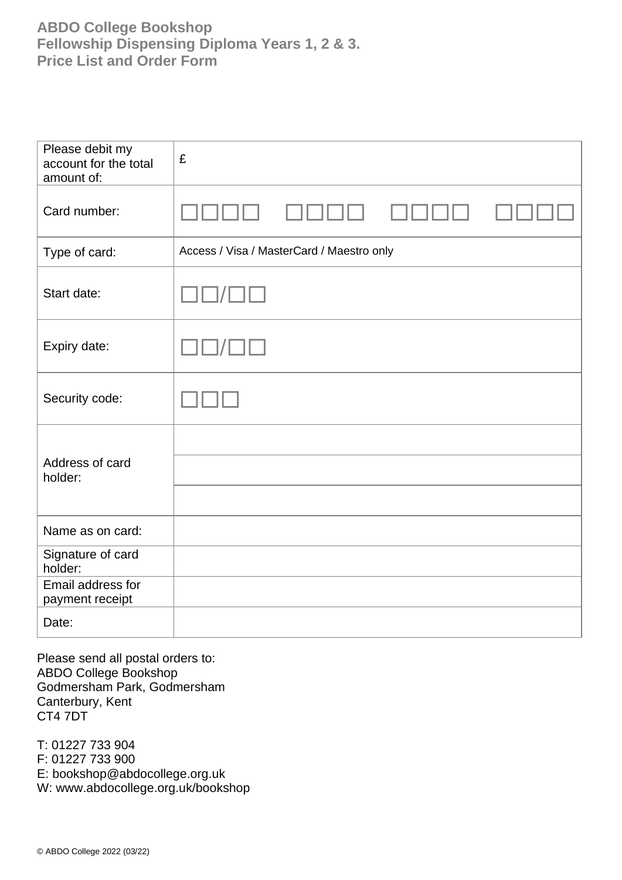**ABDO College Bookshop**
**Fellowship Dispensing Diploma Years 1, 2 & 3.**
**Price List and Order Form**

| | |
|---|---|
| Please debit my account for the total amount of: | £ |
| Card number: | □□□□ □□□□ □□□□ □□□□ |
| Type of card: | Access / Visa / MasterCard / Maestro only |
| Start date: | □□/□□ |
| Expiry date: | □□/□□ |
| Security code: | □□□ |
| Address of card holder: | |
| | |
| | |
| Name as on card: | |
| Signature of card holder: | |
| Email address for payment receipt | |
| Date: | |

Please send all postal orders to:
ABDO College Bookshop
Godmersham Park, Godmersham
Canterbury, Kent
CT4 7DT

T: 01227 733 904
F: 01227 733 900
E: bookshop@abdocollege.org.uk
W: www.abdocollege.org.uk/bookshop

© ABDO College 2022 (03/22)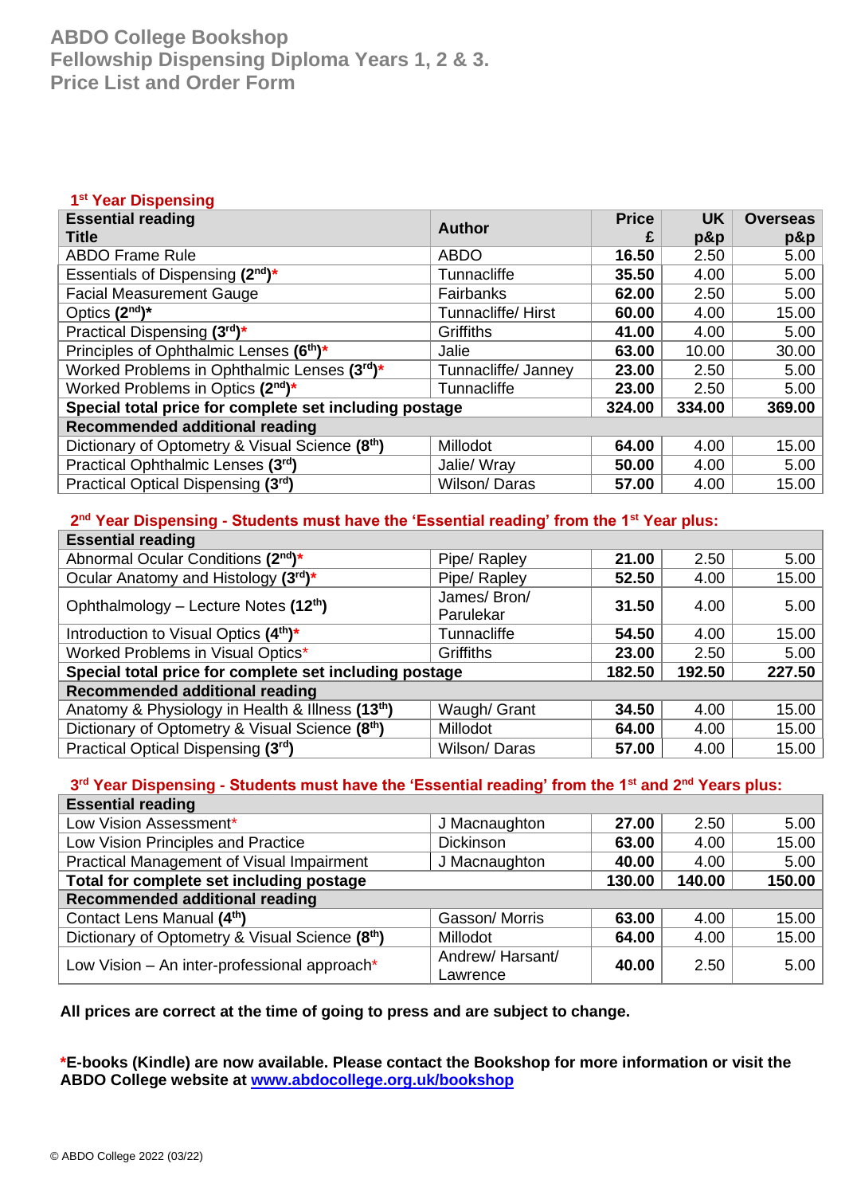# ABDO College Bookshop
# Fellowship Dispensing Diploma Years 1, 2 & 3.
# Price List and Order Form

## 1st Year Dispensing

| **Essential reading**<br>**Title** | **Author** | **Price £** | **UK p&p** | **Overseas p&p** |
|---|---|---|---|---|
| ABDO Frame Rule | ABDO | **16.50** | 2.50 | 5.00 |
| Essentials of Dispensing **(2nd)***  | Tunnacliffe | **35.50** | 4.00 | 5.00 |
| Facial Measurement Gauge | Fairbanks | **62.00** | 2.50 | 5.00 |
| Optics **(2nd)*** | Tunnacliffe/ Hirst | **60.00** | 4.00 | 15.00 |
| Practical Dispensing **(3rd)*** | Griffiths | **41.00** | 4.00 | 5.00 |
| Principles of Ophthalmic Lenses **(6th)*** | Jalie | **63.00** | 10.00 | 30.00 |
| Worked Problems in Ophthalmic Lenses **(3rd)*** | Tunnacliffe/ Janney | **23.00** | 2.50 | 5.00 |
| Worked Problems in Optics **(2nd)*** | Tunnacliffe | **23.00** | 2.50 | 5.00 |
| **Special total price for complete set including postage** | | **324.00** | **334.00** | **369.00** |
| **Recommended additional reading** | | | | |
| Dictionary of Optometry & Visual Science **(8th)** | Millodot | **64.00** | 4.00 | 15.00 |
| Practical Ophthalmic Lenses **(3rd)** | Jalie/ Wray | **50.00** | 4.00 | 5.00 |
| Practical Optical Dispensing **(3rd)** | Wilson/ Daras | **57.00** | 4.00 | 15.00 |

## 2nd Year Dispensing - Students must have the 'Essential reading' from the 1st Year plus:

| **Essential reading** | | | | |
|---|---|---|---|---|
| Abnormal Ocular Conditions **(2nd)*** | Pipe/ Rapley | **21.00** | 2.50 | 5.00 |
| Ocular Anatomy and Histology **(3rd)*** | Pipe/ Rapley | **52.50** | 4.00 | 15.00 |
| Ophthalmology – Lecture Notes **(12th)** | James/ Bron/ Parulekar | **31.50** | 4.00 | 5.00 |
| Introduction to Visual Optics **(4th)*** | Tunnacliffe | **54.50** | 4.00 | 15.00 |
| Worked Problems in Visual Optics* | Griffiths | **23.00** | 2.50 | 5.00 |
| **Special total price for complete set including postage** | | **182.50** | **192.50** | **227.50** |
| **Recommended additional reading** | | | | |
| Anatomy & Physiology in Health & Illness **(13th)** | Waugh/ Grant | **34.50** | 4.00 | 15.00 |
| Dictionary of Optometry & Visual Science **(8th)** | Millodot | **64.00** | 4.00 | 15.00 |
| Practical Optical Dispensing **(3rd)** | Wilson/ Daras | **57.00** | 4.00 | 15.00 |

## 3rd Year Dispensing - Students must have the 'Essential reading' from the 1st and 2nd Years plus:

| **Essential reading** | | | | |
|---|---|---|---|---|
| Low Vision Assessment* | J Macnaughton | **27.00** | 2.50 | 5.00 |
| Low Vision Principles and Practice | Dickinson | **63.00** | 4.00 | 15.00 |
| Practical Management of Visual Impairment | J Macnaughton | **40.00** | 4.00 | 5.00 |
| **Total for complete set including postage** | | **130.00** | **140.00** | **150.00** |
| **Recommended additional reading** | | | | |
| Contact Lens Manual **(4th)** | Gasson/ Morris | **63.00** | 4.00 | 15.00 |
| Dictionary of Optometry & Visual Science **(8th)** | Millodot | **64.00** | 4.00 | 15.00 |
| Low Vision – An inter-professional approach* | Andrew/ Harsant/ Lawrence | **40.00** | 2.50 | 5.00 |

**All prices are correct at the time of going to press and are subject to change.**

***E-books (Kindle) are now available. Please contact the Bookshop for more information or visit the ABDO College website at [www.abdocollege.org.uk/bookshop](http://www.abdocollege.org.uk/bookshop)**

© ABDO College 2022 (03/22)